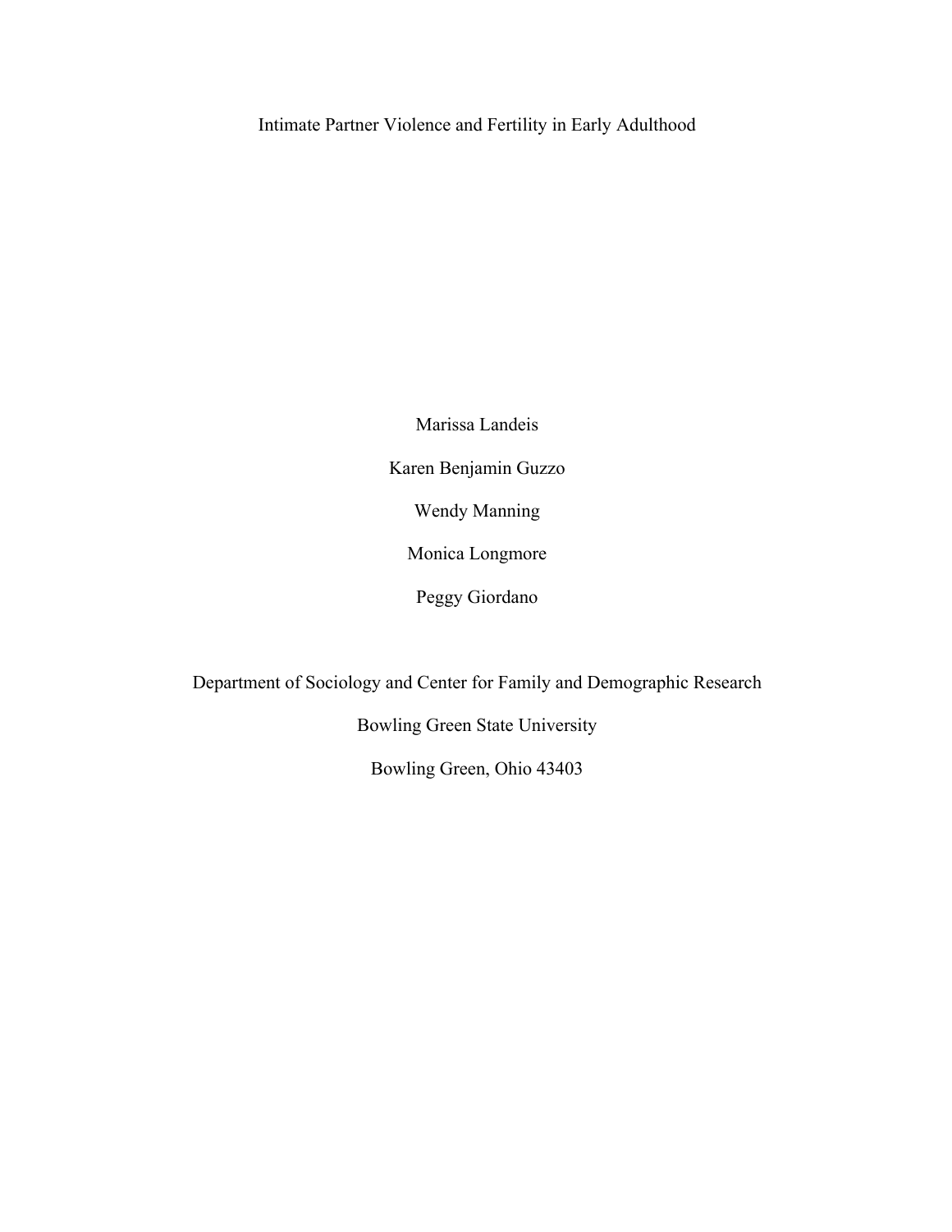# Intimate Partner Violence and Fertility in Early Adulthood

Marissa Landeis

Karen Benjamin Guzzo

Wendy Manning

Monica Longmore

Peggy Giordano

Department of Sociology and Center for Family and Demographic Research

Bowling Green State University

Bowling Green, Ohio 43403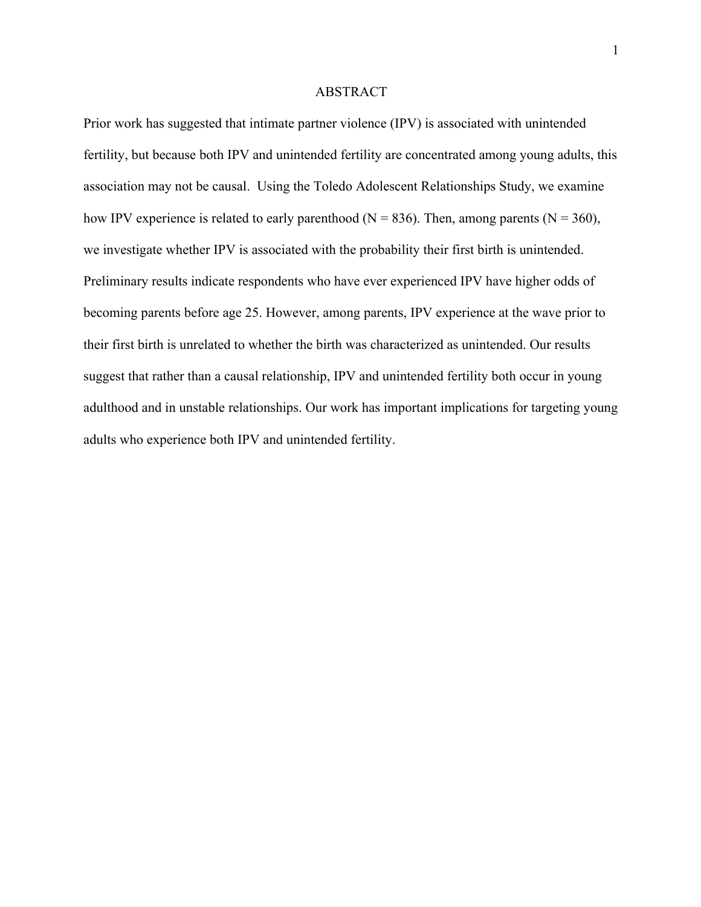# ABSTRACT

Prior work has suggested that intimate partner violence (IPV) is associated with unintended fertility, but because both IPV and unintended fertility are concentrated among young adults, this association may not be causal. Using the Toledo Adolescent Relationships Study, we examine how IPV experience is related to early parenthood (N = 836). Then, among parents (N = 360), we investigate whether IPV is associated with the probability their first birth is unintended. Preliminary results indicate respondents who have ever experienced IPV have higher odds of becoming parents before age 25. However, among parents, IPV experience at the wave prior to their first birth is unrelated to whether the birth was characterized as unintended. Our results suggest that rather than a causal relationship, IPV and unintended fertility both occur in young adulthood and in unstable relationships. Our work has important implications for targeting young adults who experience both IPV and unintended fertility.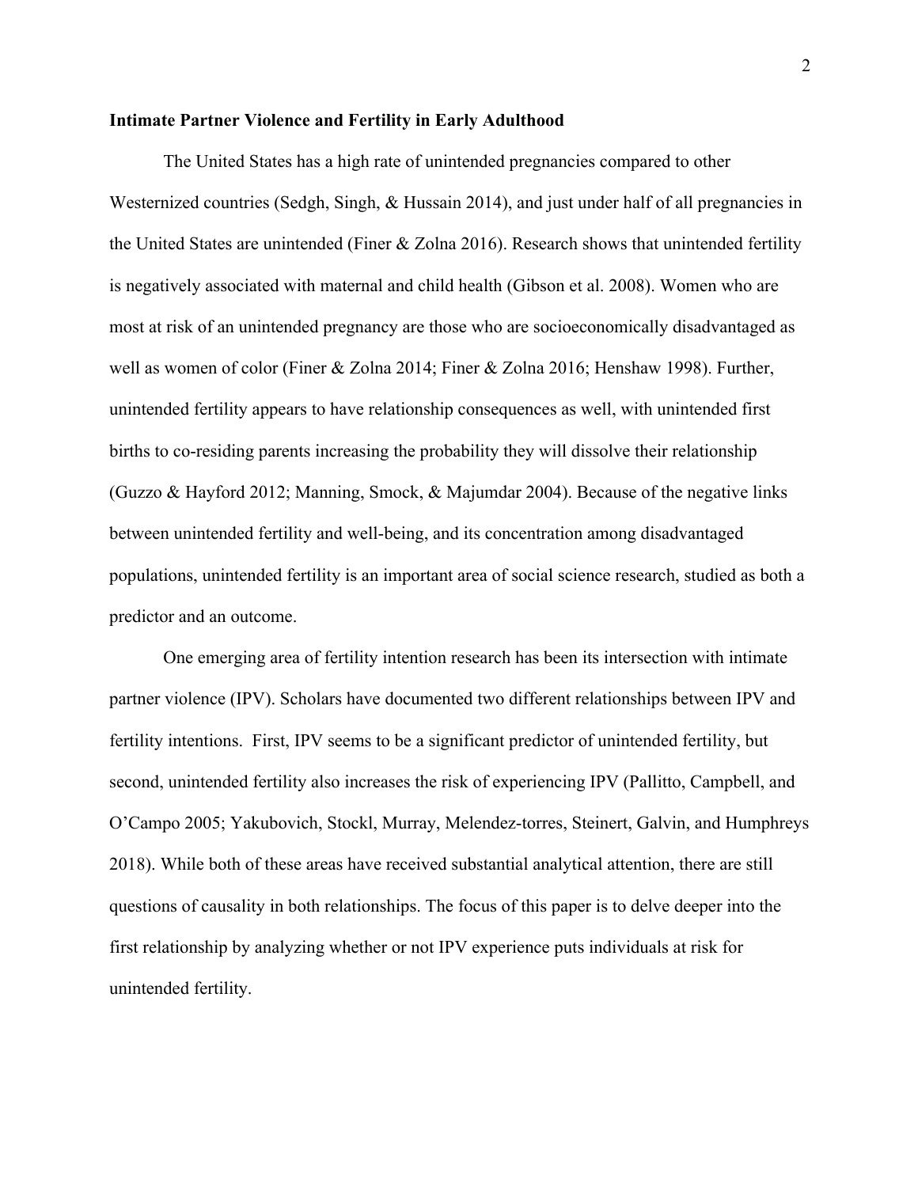**Intimate Partner Violence and Fertility in Early Adulthood**

The United States has a high rate of unintended pregnancies compared to other Westernized countries (Sedgh, Singh, & Hussain 2014), and just under half of all pregnancies in the United States are unintended (Finer & Zolna 2016). Research shows that unintended fertility is negatively associated with maternal and child health (Gibson et al. 2008). Women who are most at risk of an unintended pregnancy are those who are socioeconomically disadvantaged as well as women of color (Finer & Zolna 2014; Finer & Zolna 2016; Henshaw 1998). Further, unintended fertility appears to have relationship consequences as well, with unintended first births to co-residing parents increasing the probability they will dissolve their relationship (Guzzo & Hayford 2012; Manning, Smock, & Majumdar 2004). Because of the negative links between unintended fertility and well-being, and its concentration among disadvantaged populations, unintended fertility is an important area of social science research, studied as both a predictor and an outcome.

One emerging area of fertility intention research has been its intersection with intimate partner violence (IPV). Scholars have documented two different relationships between IPV and fertility intentions. First, IPV seems to be a significant predictor of unintended fertility, but second, unintended fertility also increases the risk of experiencing IPV (Pallitto, Campbell, and O'Campo 2005; Yakubovich, Stockl, Murray, Melendez-torres, Steinert, Galvin, and Humphreys 2018). While both of these areas have received substantial analytical attention, there are still questions of causality in both relationships. The focus of this paper is to delve deeper into the first relationship by analyzing whether or not IPV experience puts individuals at risk for unintended fertility.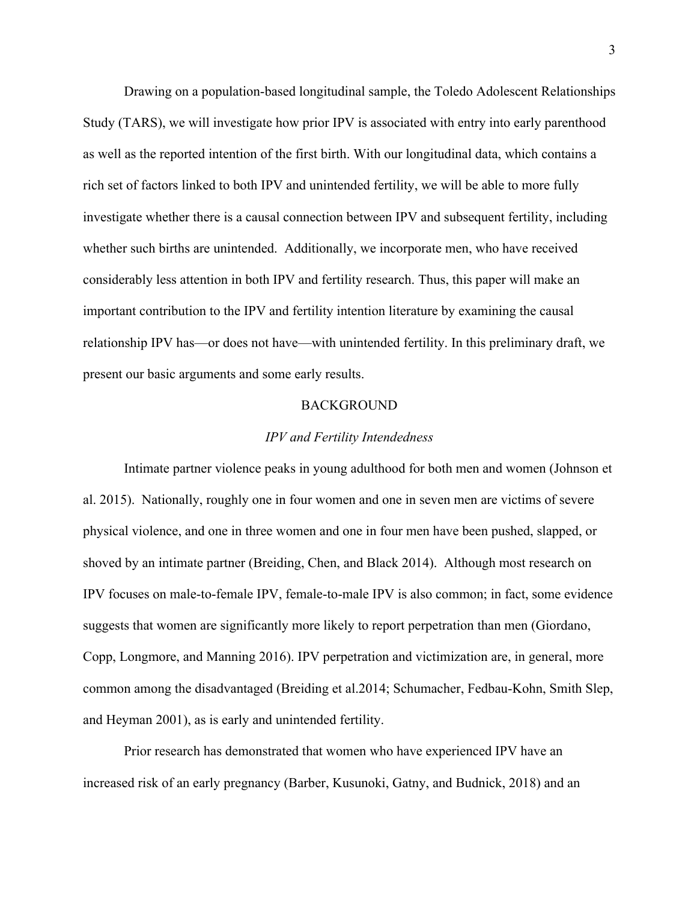Drawing on a population-based longitudinal sample, the Toledo Adolescent Relationships Study (TARS), we will investigate how prior IPV is associated with entry into early parenthood as well as the reported intention of the first birth. With our longitudinal data, which contains a rich set of factors linked to both IPV and unintended fertility, we will be able to more fully investigate whether there is a causal connection between IPV and subsequent fertility, including whether such births are unintended. Additionally, we incorporate men, who have received considerably less attention in both IPV and fertility research. Thus, this paper will make an important contribution to the IPV and fertility intention literature by examining the causal relationship IPV has—or does not have—with unintended fertility. In this preliminary draft, we present our basic arguments and some early results.

## BACKGROUND

### *IPV and Fertility Intendedness*

Intimate partner violence peaks in young adulthood for both men and women (Johnson et al. 2015). Nationally, roughly one in four women and one in seven men are victims of severe physical violence, and one in three women and one in four men have been pushed, slapped, or shoved by an intimate partner (Breiding, Chen, and Black 2014). Although most research on IPV focuses on male-to-female IPV, female-to-male IPV is also common; in fact, some evidence suggests that women are significantly more likely to report perpetration than men (Giordano, Copp, Longmore, and Manning 2016). IPV perpetration and victimization are, in general, more common among the disadvantaged (Breiding et al.2014; Schumacher, Fedbau-Kohn, Smith Slep, and Heyman 2001), as is early and unintended fertility.

Prior research has demonstrated that women who have experienced IPV have an increased risk of an early pregnancy (Barber, Kusunoki, Gatny, and Budnick, 2018) and an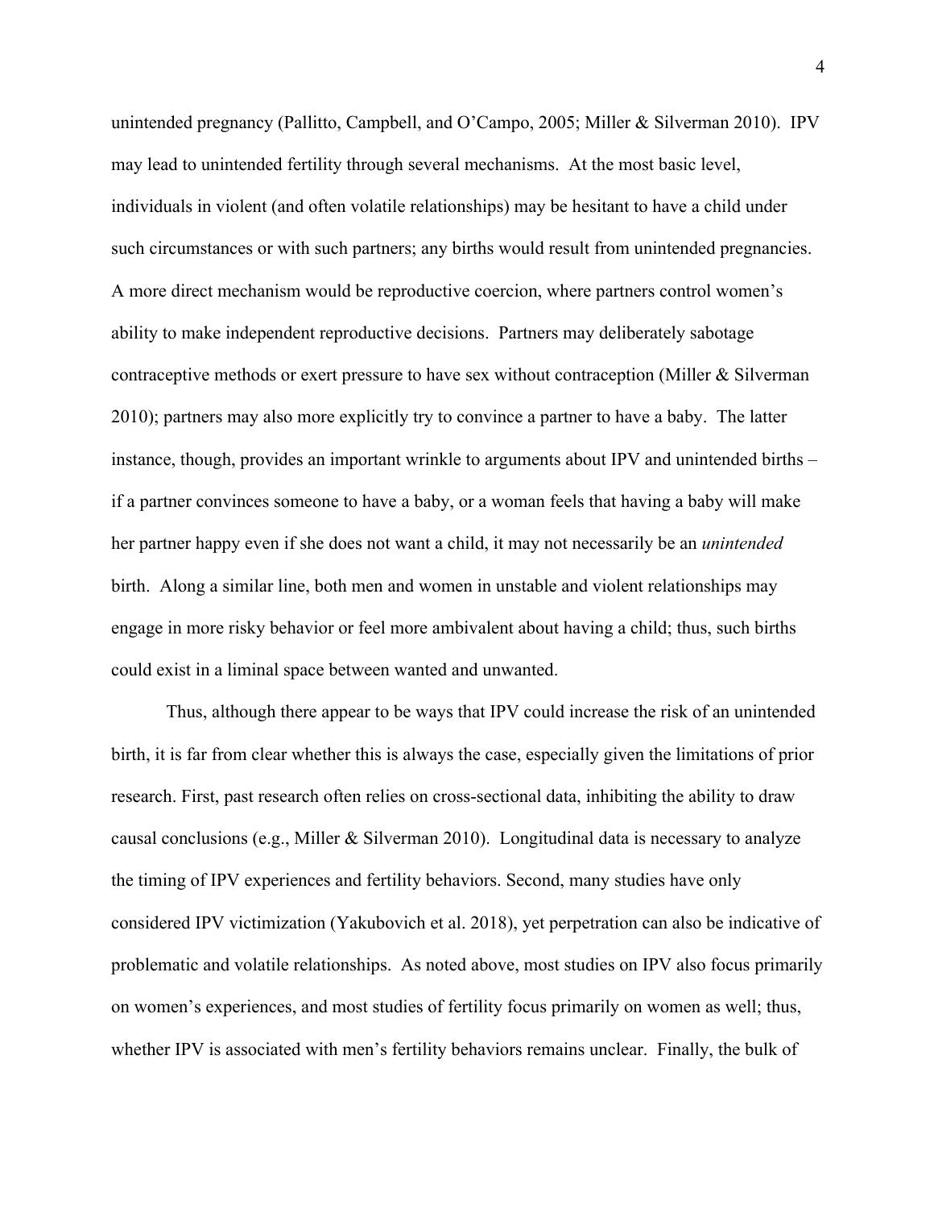unintended pregnancy (Pallitto, Campbell, and O'Campo, 2005; Miller & Silverman 2010). IPV may lead to unintended fertility through several mechanisms. At the most basic level, individuals in violent (and often volatile relationships) may be hesitant to have a child under such circumstances or with such partners; any births would result from unintended pregnancies. A more direct mechanism would be reproductive coercion, where partners control women's ability to make independent reproductive decisions. Partners may deliberately sabotage contraceptive methods or exert pressure to have sex without contraception (Miller & Silverman 2010); partners may also more explicitly try to convince a partner to have a baby. The latter instance, though, provides an important wrinkle to arguments about IPV and unintended births – if a partner convinces someone to have a baby, or a woman feels that having a baby will make her partner happy even if she does not want a child, it may not necessarily be an *unintended* birth. Along a similar line, both men and women in unstable and violent relationships may engage in more risky behavior or feel more ambivalent about having a child; thus, such births could exist in a liminal space between wanted and unwanted.

Thus, although there appear to be ways that IPV could increase the risk of an unintended birth, it is far from clear whether this is always the case, especially given the limitations of prior research. First, past research often relies on cross-sectional data, inhibiting the ability to draw causal conclusions (e.g., Miller & Silverman 2010). Longitudinal data is necessary to analyze the timing of IPV experiences and fertility behaviors. Second, many studies have only considered IPV victimization (Yakubovich et al. 2018), yet perpetration can also be indicative of problematic and volatile relationships. As noted above, most studies on IPV also focus primarily on women's experiences, and most studies of fertility focus primarily on women as well; thus, whether IPV is associated with men's fertility behaviors remains unclear. Finally, the bulk of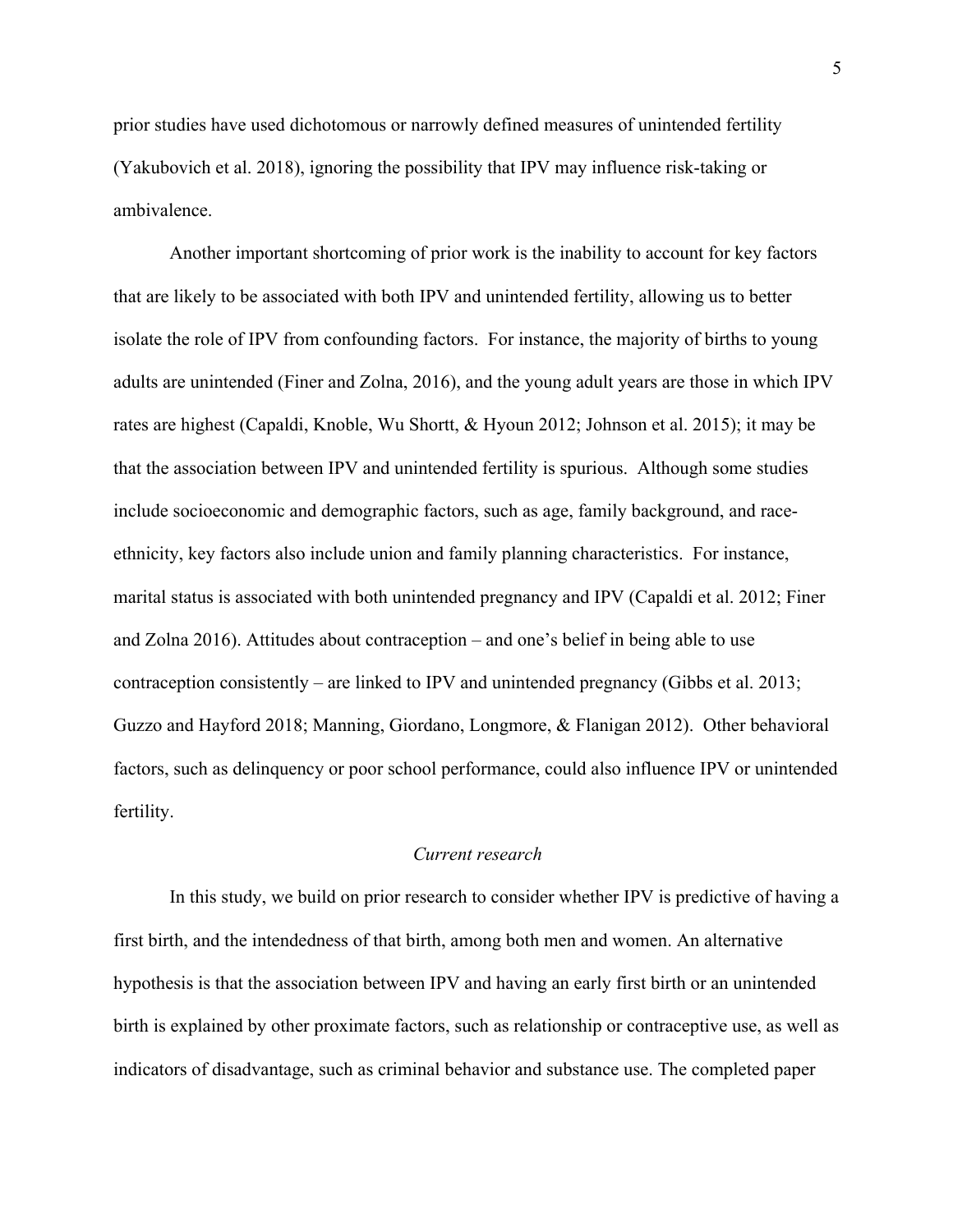prior studies have used dichotomous or narrowly defined measures of unintended fertility (Yakubovich et al. 2018), ignoring the possibility that IPV may influence risk-taking or ambivalence.

Another important shortcoming of prior work is the inability to account for key factors that are likely to be associated with both IPV and unintended fertility, allowing us to better isolate the role of IPV from confounding factors. For instance, the majority of births to young adults are unintended (Finer and Zolna, 2016), and the young adult years are those in which IPV rates are highest (Capaldi, Knoble, Wu Shortt, & Hyoun 2012; Johnson et al. 2015); it may be that the association between IPV and unintended fertility is spurious. Although some studies include socioeconomic and demographic factors, such as age, family background, and race-ethnicity, key factors also include union and family planning characteristics. For instance, marital status is associated with both unintended pregnancy and IPV (Capaldi et al. 2012; Finer and Zolna 2016). Attitudes about contraception – and one's belief in being able to use contraception consistently – are linked to IPV and unintended pregnancy (Gibbs et al. 2013; Guzzo and Hayford 2018; Manning, Giordano, Longmore, & Flanigan 2012). Other behavioral factors, such as delinquency or poor school performance, could also influence IPV or unintended fertility.

### *Current research*

In this study, we build on prior research to consider whether IPV is predictive of having a first birth, and the intendedness of that birth, among both men and women. An alternative hypothesis is that the association between IPV and having an early first birth or an unintended birth is explained by other proximate factors, such as relationship or contraceptive use, as well as indicators of disadvantage, such as criminal behavior and substance use. The completed paper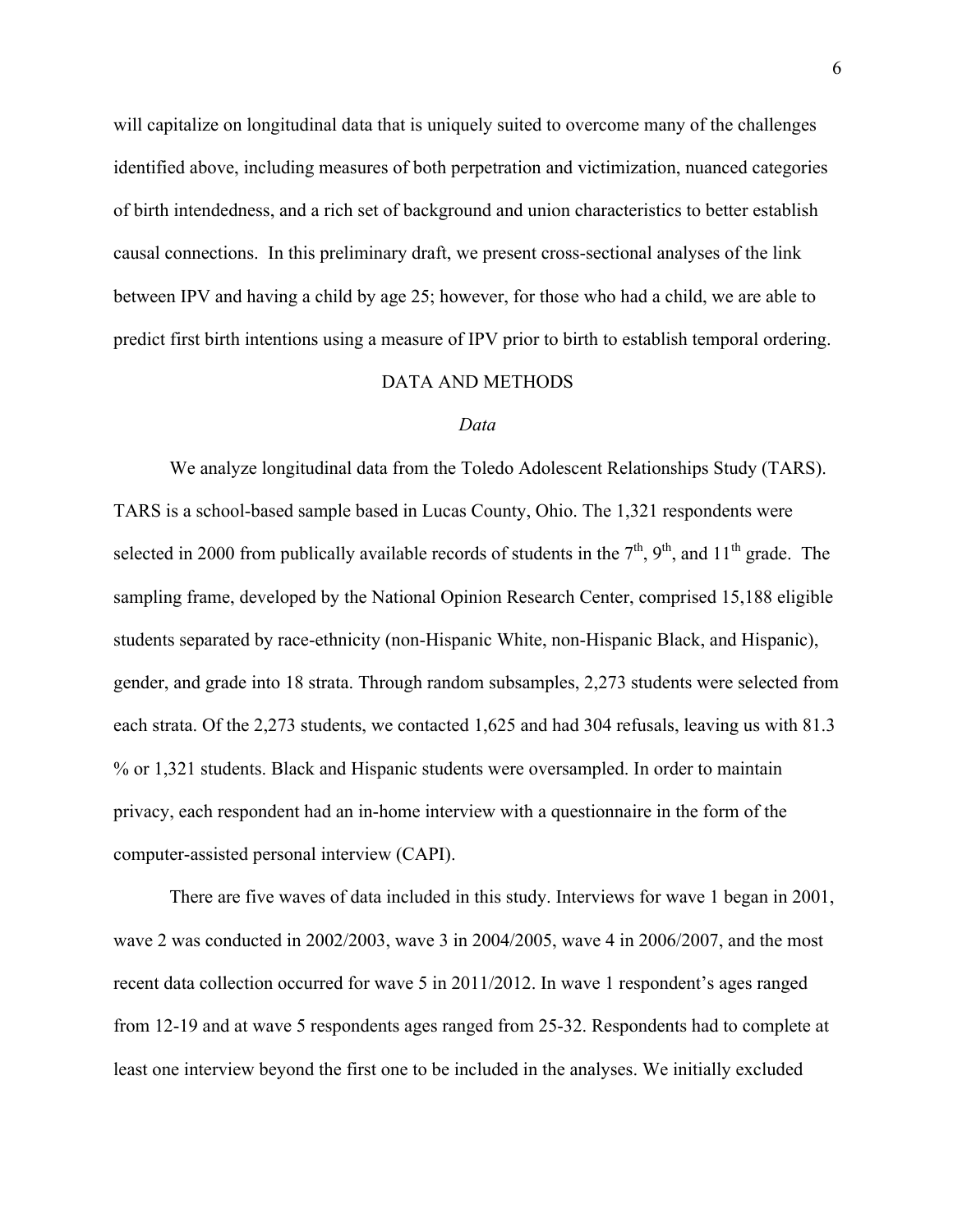will capitalize on longitudinal data that is uniquely suited to overcome many of the challenges identified above, including measures of both perpetration and victimization, nuanced categories of birth intendedness, and a rich set of background and union characteristics to better establish causal connections. In this preliminary draft, we present cross-sectional analyses of the link between IPV and having a child by age 25; however, for those who had a child, we are able to predict first birth intentions using a measure of IPV prior to birth to establish temporal ordering.

## DATA AND METHODS

### *Data*

We analyze longitudinal data from the Toledo Adolescent Relationships Study (TARS). TARS is a school-based sample based in Lucas County, Ohio. The 1,321 respondents were selected in 2000 from publically available records of students in the 7th, 9th, and 11th grade. The sampling frame, developed by the National Opinion Research Center, comprised 15,188 eligible students separated by race-ethnicity (non-Hispanic White, non-Hispanic Black, and Hispanic), gender, and grade into 18 strata. Through random subsamples, 2,273 students were selected from each strata. Of the 2,273 students, we contacted 1,625 and had 304 refusals, leaving us with 81.3 % or 1,321 students. Black and Hispanic students were oversampled. In order to maintain privacy, each respondent had an in-home interview with a questionnaire in the form of the computer-assisted personal interview (CAPI).

There are five waves of data included in this study. Interviews for wave 1 began in 2001, wave 2 was conducted in 2002/2003, wave 3 in 2004/2005, wave 4 in 2006/2007, and the most recent data collection occurred for wave 5 in 2011/2012. In wave 1 respondent's ages ranged from 12-19 and at wave 5 respondents ages ranged from 25-32. Respondents had to complete at least one interview beyond the first one to be included in the analyses. We initially excluded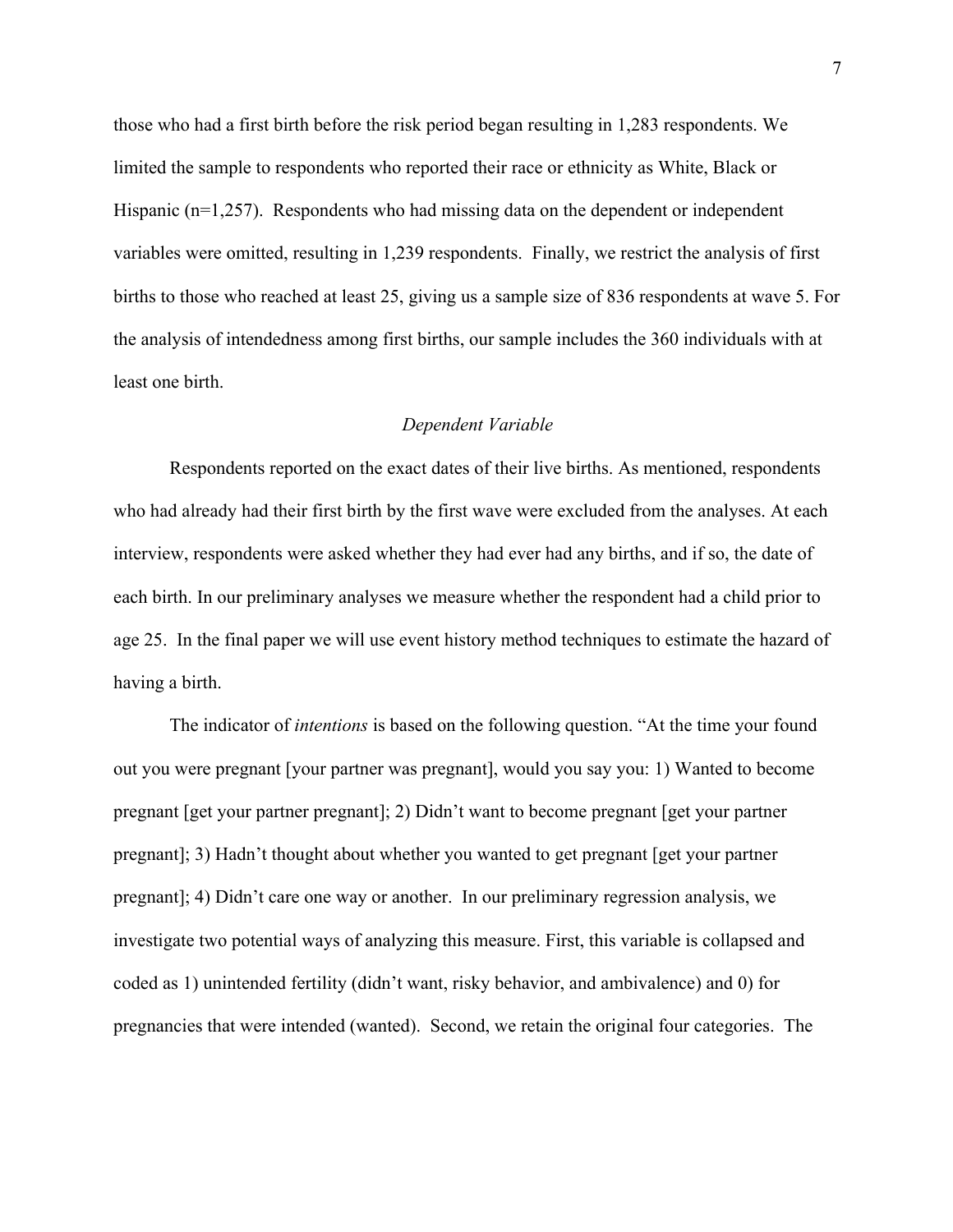those who had a first birth before the risk period began resulting in 1,283 respondents. We limited the sample to respondents who reported their race or ethnicity as White, Black or Hispanic (n=1,257). Respondents who had missing data on the dependent or independent variables were omitted, resulting in 1,239 respondents. Finally, we restrict the analysis of first births to those who reached at least 25, giving us a sample size of 836 respondents at wave 5. For the analysis of intendedness among first births, our sample includes the 360 individuals with at least one birth.

### *Dependent Variable*

Respondents reported on the exact dates of their live births. As mentioned, respondents who had already had their first birth by the first wave were excluded from the analyses. At each interview, respondents were asked whether they had ever had any births, and if so, the date of each birth. In our preliminary analyses we measure whether the respondent had a child prior to age 25. In the final paper we will use event history method techniques to estimate the hazard of having a birth.

The indicator of *intentions* is based on the following question. "At the time your found out you were pregnant [your partner was pregnant], would you say you: 1) Wanted to become pregnant [get your partner pregnant]; 2) Didn't want to become pregnant [get your partner pregnant]; 3) Hadn't thought about whether you wanted to get pregnant [get your partner pregnant]; 4) Didn't care one way or another. In our preliminary regression analysis, we investigate two potential ways of analyzing this measure. First, this variable is collapsed and coded as 1) unintended fertility (didn't want, risky behavior, and ambivalence) and 0) for pregnancies that were intended (wanted). Second, we retain the original four categories. The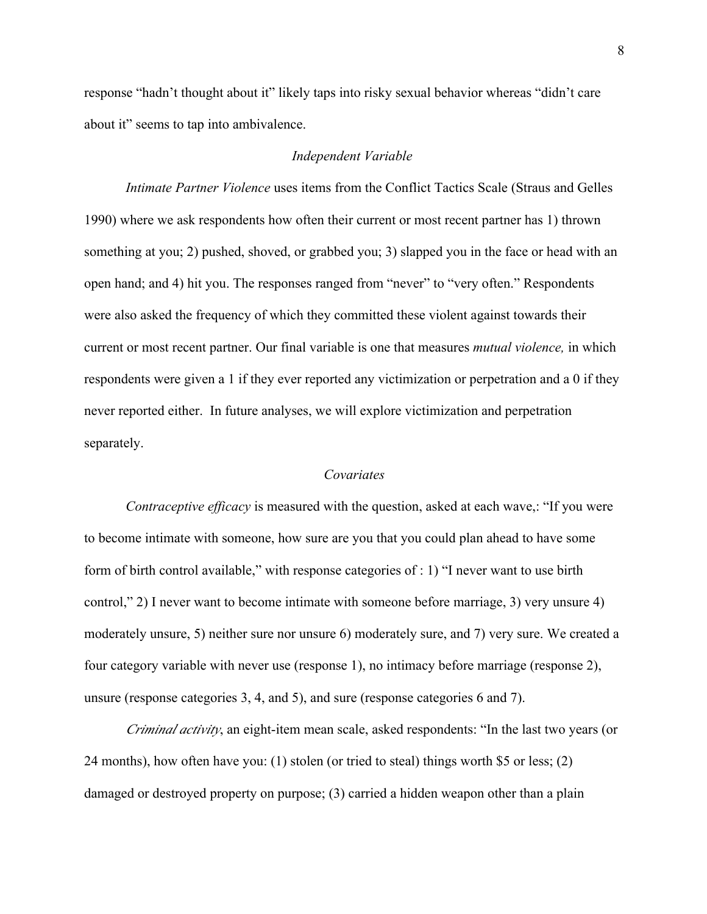response “hadn’t thought about it” likely taps into risky sexual behavior whereas “didn’t care about it” seems to tap into ambivalence.

### *Independent Variable*

*Intimate Partner Violence* uses items from the Conflict Tactics Scale (Straus and Gelles 1990) where we ask respondents how often their current or most recent partner has 1) thrown something at you; 2) pushed, shoved, or grabbed you; 3) slapped you in the face or head with an open hand; and 4) hit you. The responses ranged from “never” to “very often.” Respondents were also asked the frequency of which they committed these violent against towards their current or most recent partner. Our final variable is one that measures *mutual violence,* in which respondents were given a 1 if they ever reported any victimization or perpetration and a 0 if they never reported either. In future analyses, we will explore victimization and perpetration separately.

### *Covariates*

*Contraceptive efficacy* is measured with the question, asked at each wave,: “If you were to become intimate with someone, how sure are you that you could plan ahead to have some form of birth control available,” with response categories of : 1) “I never want to use birth control,” 2) I never want to become intimate with someone before marriage, 3) very unsure 4) moderately unsure, 5) neither sure nor unsure 6) moderately sure, and 7) very sure. We created a four category variable with never use (response 1), no intimacy before marriage (response 2), unsure (response categories 3, 4, and 5), and sure (response categories 6 and 7).

*Criminal activity*, an eight-item mean scale, asked respondents: “In the last two years (or 24 months), how often have you: (1) stolen (or tried to steal) things worth $5 or less; (2) damaged or destroyed property on purpose; (3) carried a hidden weapon other than a plain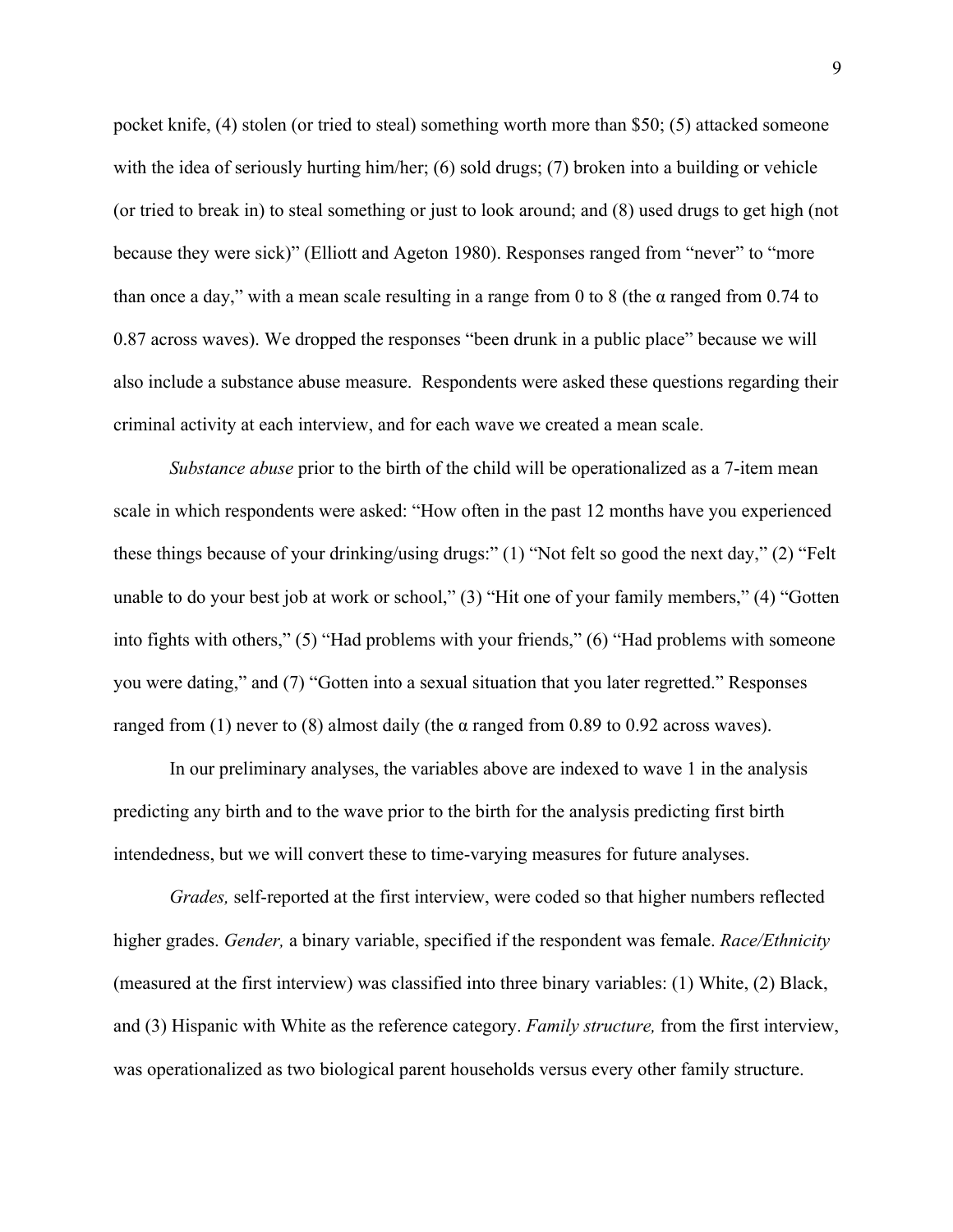pocket knife, (4) stolen (or tried to steal) something worth more than $50; (5) attacked someone with the idea of seriously hurting him/her; (6) sold drugs; (7) broken into a building or vehicle (or tried to break in) to steal something or just to look around; and (8) used drugs to get high (not because they were sick)" (Elliott and Ageton 1980). Responses ranged from "never" to "more than once a day," with a mean scale resulting in a range from 0 to 8 (the α ranged from 0.74 to 0.87 across waves). We dropped the responses "been drunk in a public place" because we will also include a substance abuse measure. Respondents were asked these questions regarding their criminal activity at each interview, and for each wave we created a mean scale.

*Substance abuse* prior to the birth of the child will be operationalized as a 7-item mean scale in which respondents were asked: "How often in the past 12 months have you experienced these things because of your drinking/using drugs:" (1) "Not felt so good the next day," (2) "Felt unable to do your best job at work or school," (3) "Hit one of your family members," (4) "Gotten into fights with others," (5) "Had problems with your friends," (6) "Had problems with someone you were dating," and (7) "Gotten into a sexual situation that you later regretted." Responses ranged from (1) never to (8) almost daily (the α ranged from 0.89 to 0.92 across waves).

In our preliminary analyses, the variables above are indexed to wave 1 in the analysis predicting any birth and to the wave prior to the birth for the analysis predicting first birth intendedness, but we will convert these to time-varying measures for future analyses.

*Grades,* self-reported at the first interview, were coded so that higher numbers reflected higher grades. *Gender,* a binary variable, specified if the respondent was female. *Race/Ethnicity* (measured at the first interview) was classified into three binary variables: (1) White, (2) Black, and (3) Hispanic with White as the reference category. *Family structure,* from the first interview, was operationalized as two biological parent households versus every other family structure.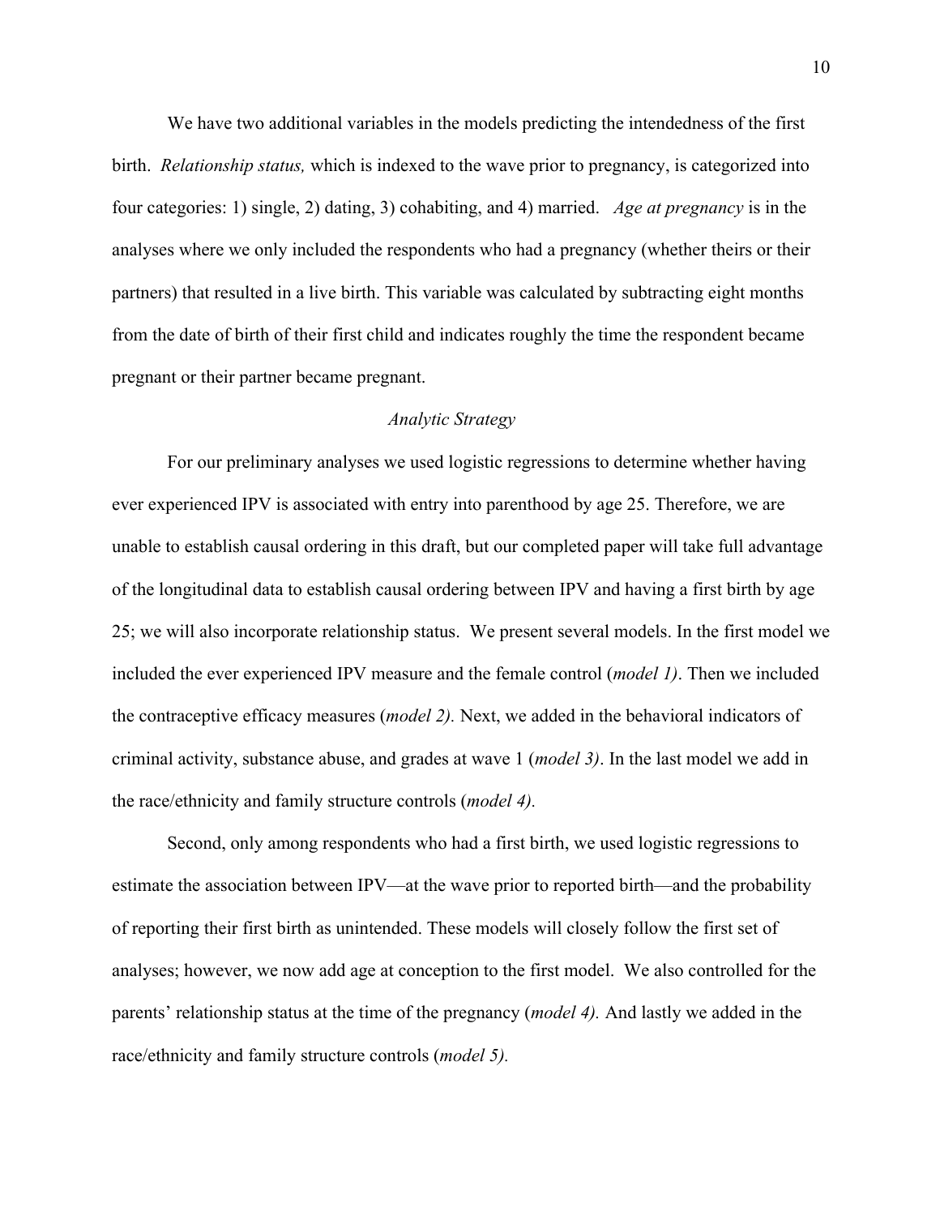We have two additional variables in the models predicting the intendedness of the first birth. *Relationship status,* which is indexed to the wave prior to pregnancy, is categorized into four categories: 1) single, 2) dating, 3) cohabiting, and 4) married. *Age at pregnancy* is in the analyses where we only included the respondents who had a pregnancy (whether theirs or their partners) that resulted in a live birth. This variable was calculated by subtracting eight months from the date of birth of their first child and indicates roughly the time the respondent became pregnant or their partner became pregnant.

### *Analytic Strategy*

For our preliminary analyses we used logistic regressions to determine whether having ever experienced IPV is associated with entry into parenthood by age 25. Therefore, we are unable to establish causal ordering in this draft, but our completed paper will take full advantage of the longitudinal data to establish causal ordering between IPV and having a first birth by age 25; we will also incorporate relationship status. We present several models. In the first model we included the ever experienced IPV measure and the female control (*model 1)*. Then we included the contraceptive efficacy measures (*model 2).* Next, we added in the behavioral indicators of criminal activity, substance abuse, and grades at wave 1 (*model 3)*. In the last model we add in the race/ethnicity and family structure controls (*model 4).*

Second, only among respondents who had a first birth, we used logistic regressions to estimate the association between IPV—at the wave prior to reported birth—and the probability of reporting their first birth as unintended. These models will closely follow the first set of analyses; however, we now add age at conception to the first model. We also controlled for the parents' relationship status at the time of the pregnancy (*model 4).* And lastly we added in the race/ethnicity and family structure controls (*model 5).*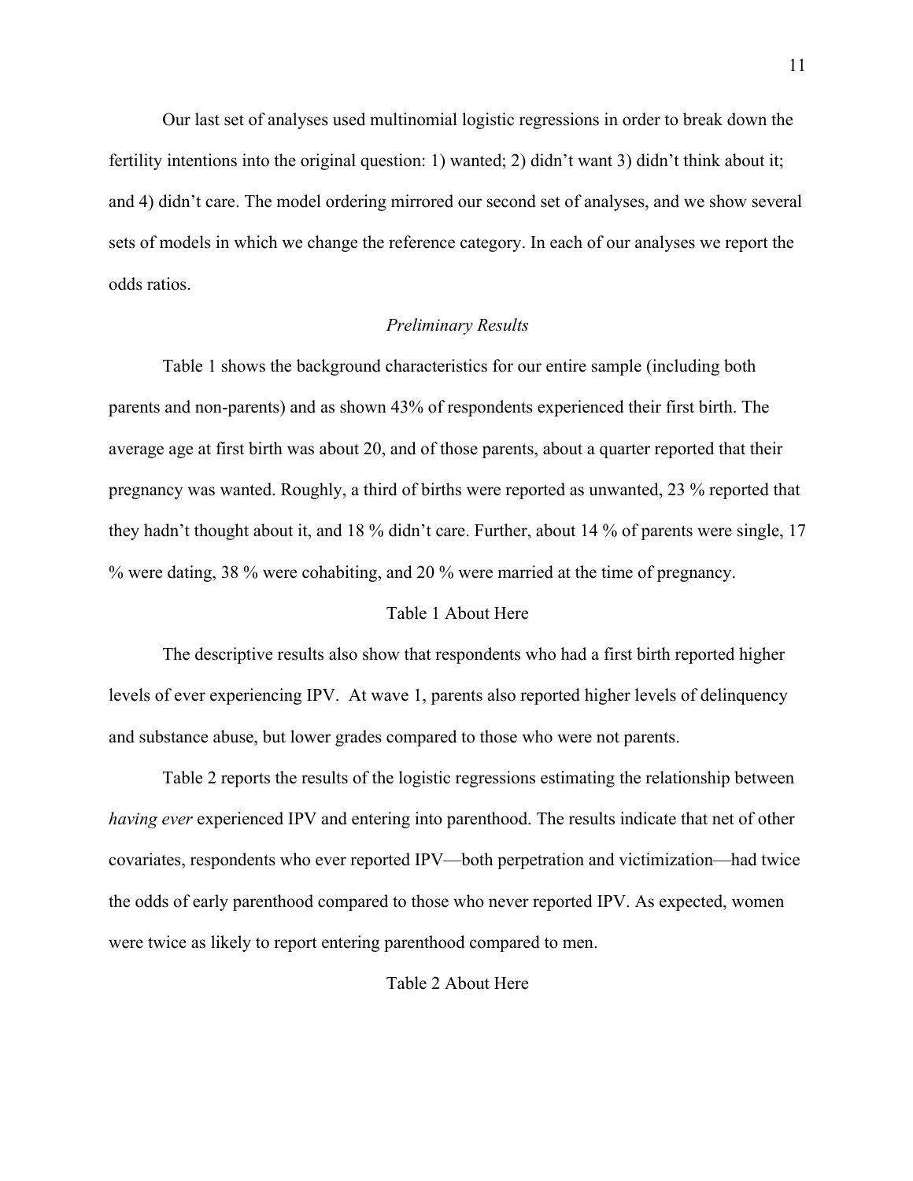Our last set of analyses used multinomial logistic regressions in order to break down the fertility intentions into the original question: 1) wanted; 2) didn't want 3) didn't think about it; and 4) didn't care. The model ordering mirrored our second set of analyses, and we show several sets of models in which we change the reference category. In each of our analyses we report the odds ratios.

### *Preliminary Results*

Table 1 shows the background characteristics for our entire sample (including both parents and non-parents) and as shown 43% of respondents experienced their first birth. The average age at first birth was about 20, and of those parents, about a quarter reported that their pregnancy was wanted. Roughly, a third of births were reported as unwanted, 23 % reported that they hadn't thought about it, and 18 % didn't care. Further, about 14 % of parents were single, 17 % were dating, 38 % were cohabiting, and 20 % were married at the time of pregnancy.

Table 1 About Here

The descriptive results also show that respondents who had a first birth reported higher levels of ever experiencing IPV. At wave 1, parents also reported higher levels of delinquency and substance abuse, but lower grades compared to those who were not parents.

Table 2 reports the results of the logistic regressions estimating the relationship between *having ever* experienced IPV and entering into parenthood. The results indicate that net of other covariates, respondents who ever reported IPV—both perpetration and victimization—had twice the odds of early parenthood compared to those who never reported IPV. As expected, women were twice as likely to report entering parenthood compared to men.

Table 2 About Here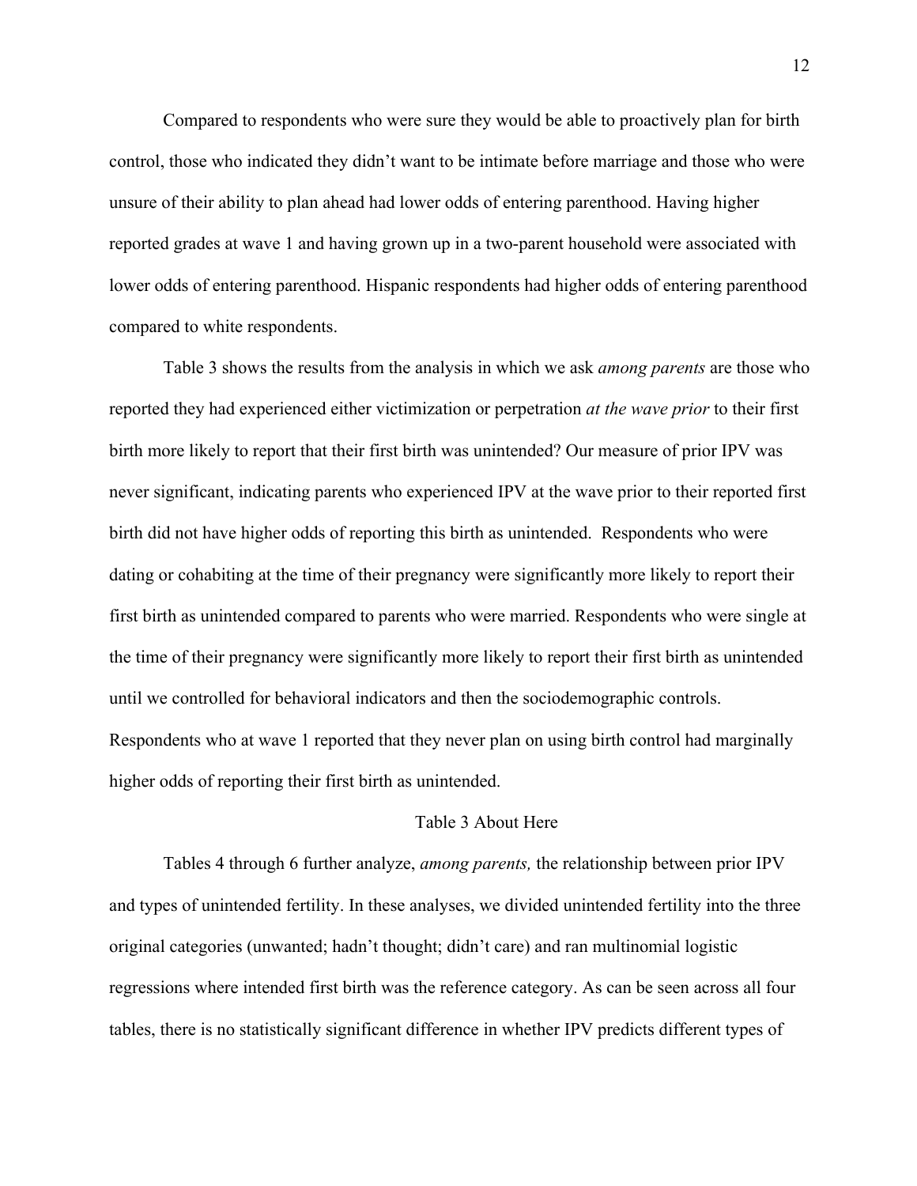Compared to respondents who were sure they would be able to proactively plan for birth control, those who indicated they didn't want to be intimate before marriage and those who were unsure of their ability to plan ahead had lower odds of entering parenthood. Having higher reported grades at wave 1 and having grown up in a two-parent household were associated with lower odds of entering parenthood. Hispanic respondents had higher odds of entering parenthood compared to white respondents.

Table 3 shows the results from the analysis in which we ask *among parents* are those who reported they had experienced either victimization or perpetration *at the wave prior* to their first birth more likely to report that their first birth was unintended? Our measure of prior IPV was never significant, indicating parents who experienced IPV at the wave prior to their reported first birth did not have higher odds of reporting this birth as unintended. Respondents who were dating or cohabiting at the time of their pregnancy were significantly more likely to report their first birth as unintended compared to parents who were married. Respondents who were single at the time of their pregnancy were significantly more likely to report their first birth as unintended until we controlled for behavioral indicators and then the sociodemographic controls. Respondents who at wave 1 reported that they never plan on using birth control had marginally higher odds of reporting their first birth as unintended.

Table 3 About Here

Tables 4 through 6 further analyze, *among parents,* the relationship between prior IPV and types of unintended fertility. In these analyses, we divided unintended fertility into the three original categories (unwanted; hadn't thought; didn't care) and ran multinomial logistic regressions where intended first birth was the reference category. As can be seen across all four tables, there is no statistically significant difference in whether IPV predicts different types of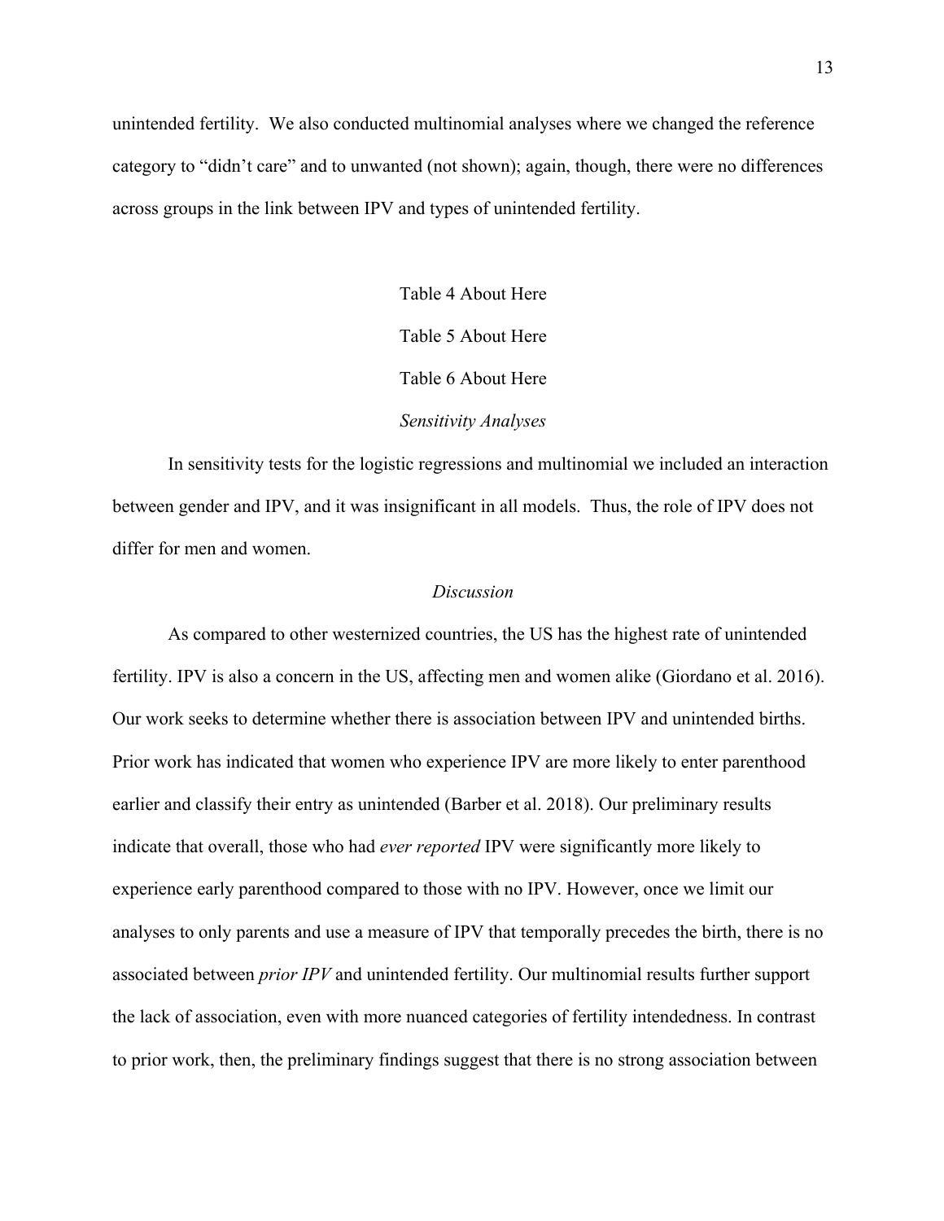unintended fertility. We also conducted multinomial analyses where we changed the reference category to "didn't care" and to unwanted (not shown); again, though, there were no differences across groups in the link between IPV and types of unintended fertility.

Table 4 About Here

Table 5 About Here

Table 6 About Here

### *Sensitivity Analyses*

In sensitivity tests for the logistic regressions and multinomial we included an interaction between gender and IPV, and it was insignificant in all models. Thus, the role of IPV does not differ for men and women.

## *Discussion*

As compared to other westernized countries, the US has the highest rate of unintended fertility. IPV is also a concern in the US, affecting men and women alike (Giordano et al. 2016). Our work seeks to determine whether there is association between IPV and unintended births. Prior work has indicated that women who experience IPV are more likely to enter parenthood earlier and classify their entry as unintended (Barber et al. 2018). Our preliminary results indicate that overall, those who had *ever reported* IPV were significantly more likely to experience early parenthood compared to those with no IPV. However, once we limit our analyses to only parents and use a measure of IPV that temporally precedes the birth, there is no associated between *prior IPV* and unintended fertility. Our multinomial results further support the lack of association, even with more nuanced categories of fertility intendedness. In contrast to prior work, then, the preliminary findings suggest that there is no strong association between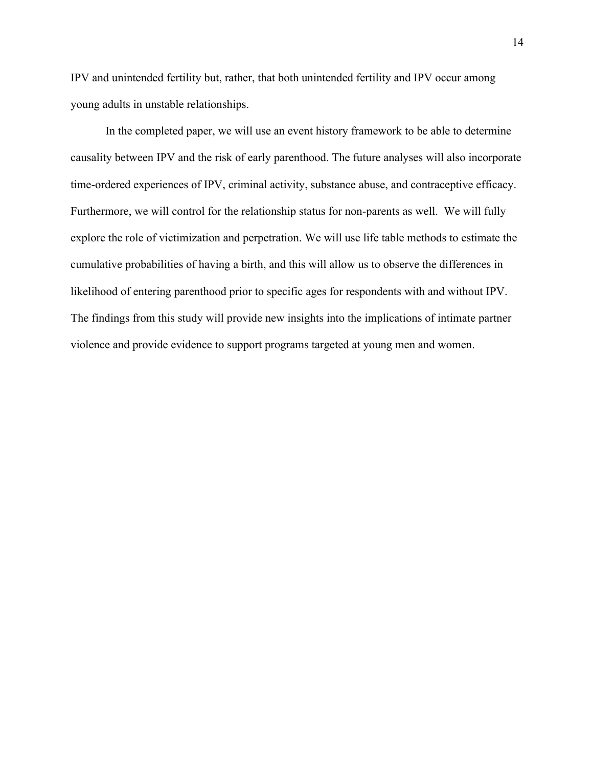IPV and unintended fertility but, rather, that both unintended fertility and IPV occur among young adults in unstable relationships.

In the completed paper, we will use an event history framework to be able to determine causality between IPV and the risk of early parenthood. The future analyses will also incorporate time-ordered experiences of IPV, criminal activity, substance abuse, and contraceptive efficacy. Furthermore, we will control for the relationship status for non-parents as well. We will fully explore the role of victimization and perpetration. We will use life table methods to estimate the cumulative probabilities of having a birth, and this will allow us to observe the differences in likelihood of entering parenthood prior to specific ages for respondents with and without IPV. The findings from this study will provide new insights into the implications of intimate partner violence and provide evidence to support programs targeted at young men and women.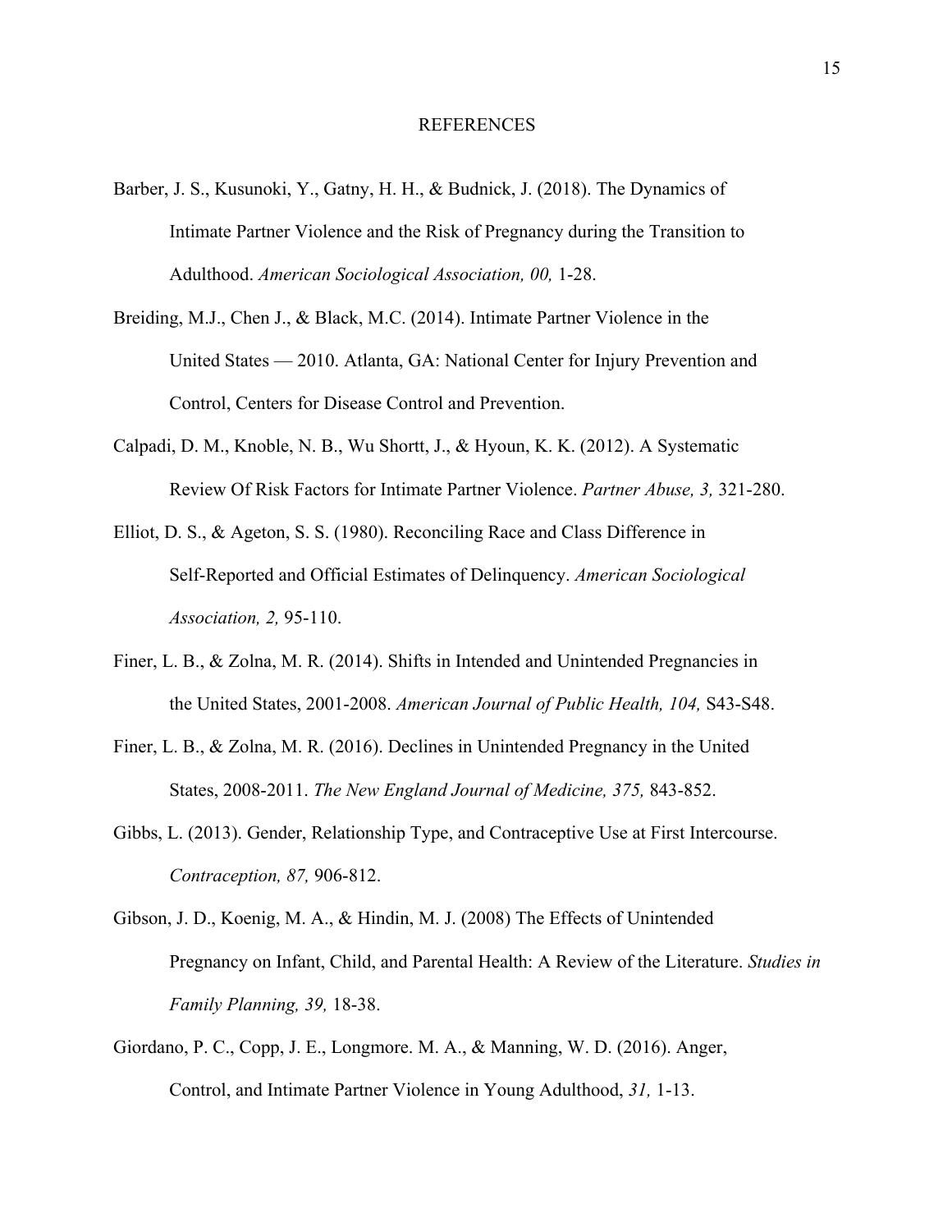# REFERENCES

Barber, J. S., Kusunoki, Y., Gatny, H. H., & Budnick, J. (2018). The Dynamics of Intimate Partner Violence and the Risk of Pregnancy during the Transition to Adulthood. *American Sociological Association, 00,* 1-28.

Breiding, M.J., Chen J., & Black, M.C. (2014). Intimate Partner Violence in the United States — 2010. Atlanta, GA: National Center for Injury Prevention and Control, Centers for Disease Control and Prevention.

Calpadi, D. M., Knoble, N. B., Wu Shortt, J., & Hyoun, K. K. (2012). A Systematic Review Of Risk Factors for Intimate Partner Violence. *Partner Abuse, 3,* 321-280.

Elliot, D. S., & Ageton, S. S. (1980). Reconciling Race and Class Difference in Self-Reported and Official Estimates of Delinquency. *American Sociological Association, 2,* 95-110.

Finer, L. B., & Zolna, M. R. (2014). Shifts in Intended and Unintended Pregnancies in the United States, 2001-2008. *American Journal of Public Health, 104,* S43-S48.

Finer, L. B., & Zolna, M. R. (2016). Declines in Unintended Pregnancy in the United States, 2008-2011. *The New England Journal of Medicine, 375,* 843-852.

Gibbs, L. (2013). Gender, Relationship Type, and Contraceptive Use at First Intercourse. *Contraception, 87,* 906-812.

Gibson, J. D., Koenig, M. A., & Hindin, M. J. (2008) The Effects of Unintended Pregnancy on Infant, Child, and Parental Health: A Review of the Literature. *Studies in Family Planning, 39,* 18-38.

Giordano, P. C., Copp, J. E., Longmore. M. A., & Manning, W. D. (2016). Anger, Control, and Intimate Partner Violence in Young Adulthood, *31,* 1-13.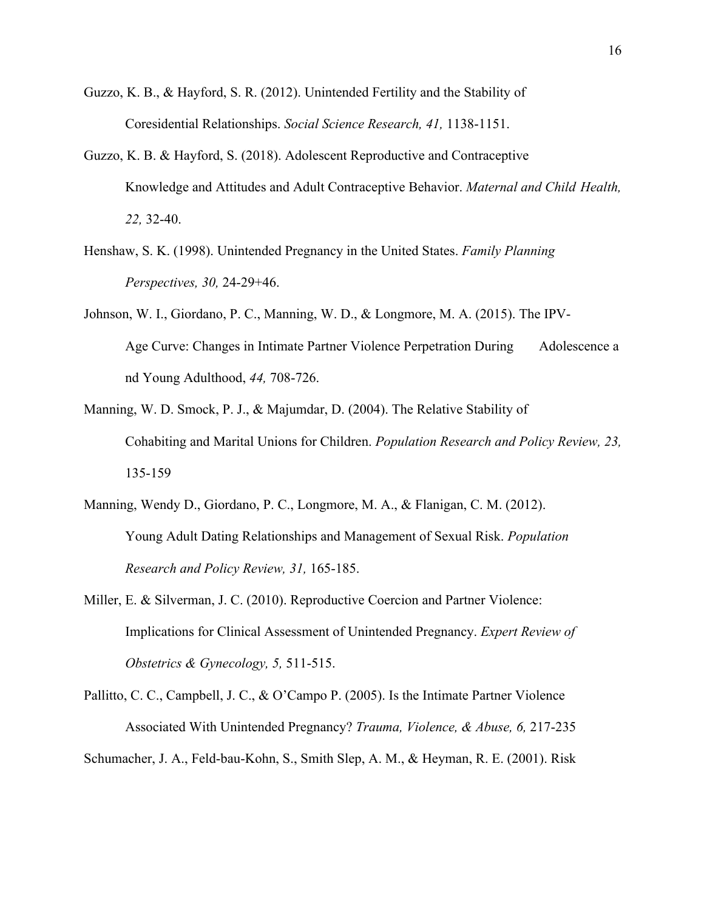Guzzo, K. B., & Hayford, S. R. (2012). Unintended Fertility and the Stability of Coresidential Relationships. *Social Science Research, 41,* 1138-1151.

Guzzo, K. B. & Hayford, S. (2018). Adolescent Reproductive and Contraceptive Knowledge and Attitudes and Adult Contraceptive Behavior. *Maternal and Child Health, 22,* 32-40.

Henshaw, S. K. (1998). Unintended Pregnancy in the United States. *Family Planning Perspectives, 30,* 24-29+46.

Johnson, W. I., Giordano, P. C., Manning, W. D., & Longmore, M. A. (2015). The IPV-Age Curve: Changes in Intimate Partner Violence Perpetration During Adolescence a nd Young Adulthood, *44,* 708-726.

Manning, W. D. Smock, P. J., & Majumdar, D. (2004). The Relative Stability of Cohabiting and Marital Unions for Children. *Population Research and Policy Review, 23,* 135-159

Manning, Wendy D., Giordano, P. C., Longmore, M. A., & Flanigan, C. M. (2012). Young Adult Dating Relationships and Management of Sexual Risk. *Population Research and Policy Review, 31,* 165-185.

Miller, E. & Silverman, J. C. (2010). Reproductive Coercion and Partner Violence: Implications for Clinical Assessment of Unintended Pregnancy. *Expert Review of Obstetrics & Gynecology, 5,* 511-515.

Pallitto, C. C., Campbell, J. C., & O'Campo P. (2005). Is the Intimate Partner Violence Associated With Unintended Pregnancy? *Trauma, Violence, & Abuse, 6,* 217-235

Schumacher, J. A., Feld-bau-Kohn, S., Smith Slep, A. M., & Heyman, R. E. (2001). Risk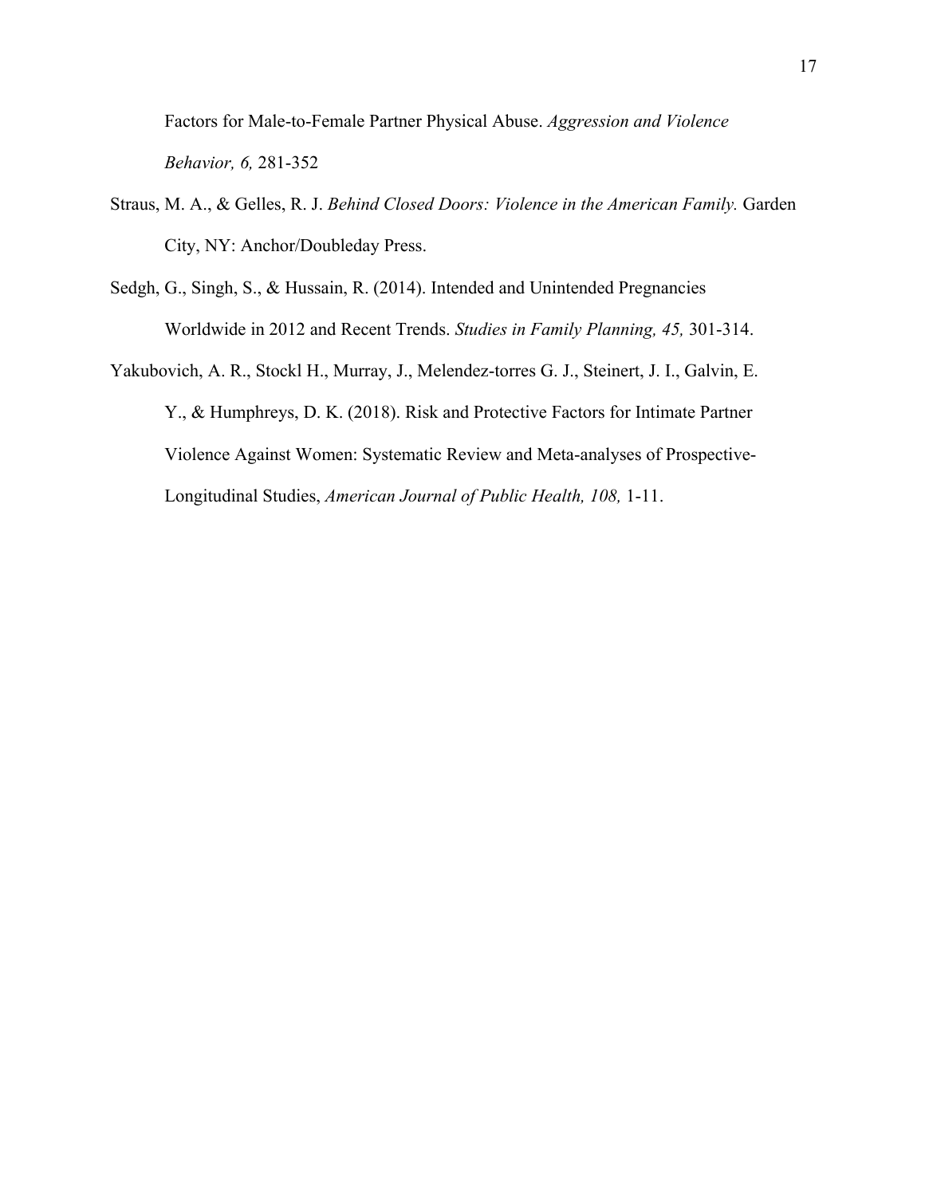Factors for Male-to-Female Partner Physical Abuse. *Aggression and Violence Behavior, 6,* 281-352

Straus, M. A., & Gelles, R. J. *Behind Closed Doors: Violence in the American Family.* Garden City, NY: Anchor/Doubleday Press.

Sedgh, G., Singh, S., & Hussain, R. (2014). Intended and Unintended Pregnancies Worldwide in 2012 and Recent Trends. *Studies in Family Planning, 45,* 301-314.

Yakubovich, A. R., Stockl H., Murray, J., Melendez-torres G. J., Steinert, J. I., Galvin, E. Y., & Humphreys, D. K. (2018). Risk and Protective Factors for Intimate Partner Violence Against Women: Systematic Review and Meta-analyses of Prospective-Longitudinal Studies, *American Journal of Public Health, 108,* 1-11.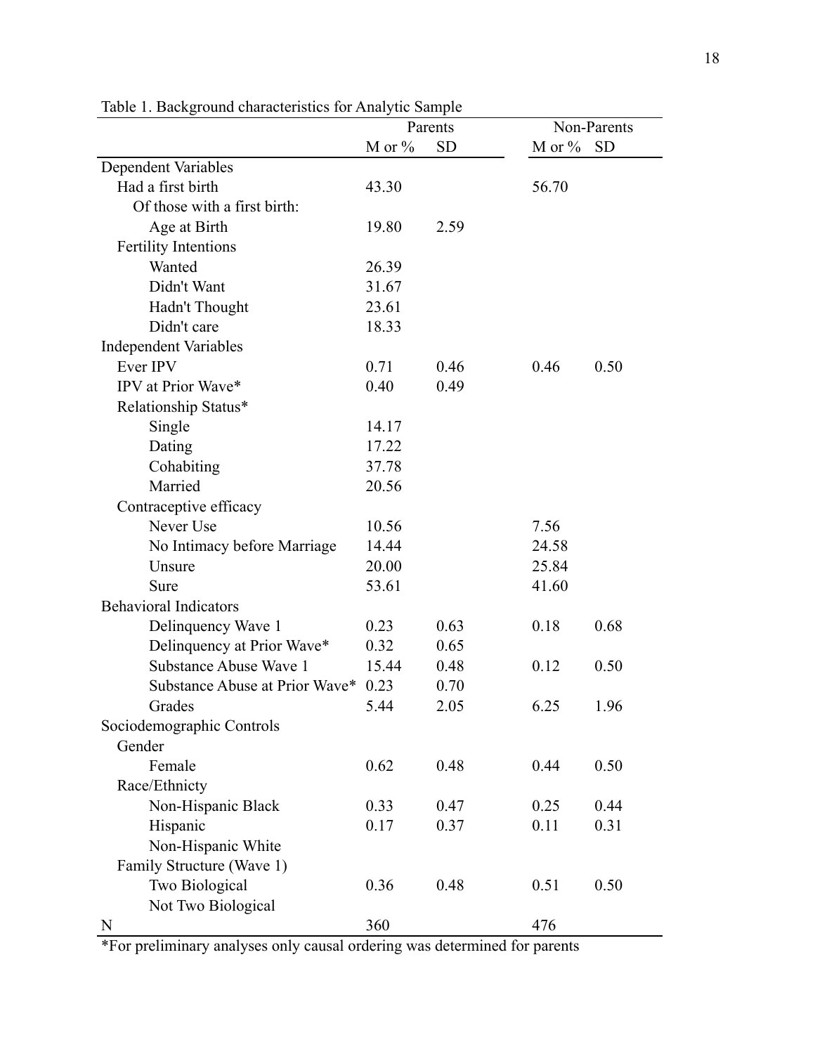Table 1. Background characteristics for Analytic Sample

| | Parents | | Non-Parents | |
|---|---|---|---|---|
| | M or % | SD | M or % | SD |
| Dependent Variables | | | | |
| Had a first birth | 43.30 | | 56.70 | |
| Of those with a first birth: | | | | |
| Age at Birth | 19.80 | 2.59 | | |
| Fertility Intentions | | | | |
| Wanted | 26.39 | | | |
| Didn't Want | 31.67 | | | |
| Hadn't Thought | 23.61 | | | |
| Didn't care | 18.33 | | | |
| Independent Variables | | | | |
| Ever IPV | 0.71 | 0.46 | 0.46 | 0.50 |
| IPV at Prior Wave* | 0.40 | 0.49 | | |
| Relationship Status* | | | | |
| Single | 14.17 | | | |
| Dating | 17.22 | | | |
| Cohabiting | 37.78 | | | |
| Married | 20.56 | | | |
| Contraceptive efficacy | | | | |
| Never Use | 10.56 | | 7.56 | |
| No Intimacy before Marriage | 14.44 | | 24.58 | |
| Unsure | 20.00 | | 25.84 | |
| Sure | 53.61 | | 41.60 | |
| Behavioral Indicators | | | | |
| Delinquency Wave 1 | 0.23 | 0.63 | 0.18 | 0.68 |
| Delinquency at Prior Wave* | 0.32 | 0.65 | | |
| Substance Abuse Wave 1 | 15.44 | 0.48 | 0.12 | 0.50 |
| Substance Abuse at Prior Wave* | 0.23 | 0.70 | | |
| Grades | 5.44 | 2.05 | 6.25 | 1.96 |
| Sociodemographic Controls | | | | |
| Gender | | | | |
| Female | 0.62 | 0.48 | 0.44 | 0.50 |
| Race/Ethnicty | | | | |
| Non-Hispanic Black | 0.33 | 0.47 | 0.25 | 0.44 |
| Hispanic | 0.17 | 0.37 | 0.11 | 0.31 |
| Non-Hispanic White | | | | |
| Family Structure (Wave 1) | | | | |
| Two Biological | 0.36 | 0.48 | 0.51 | 0.50 |
| Not Two Biological | | | | |
| N | 360 | | 476 | |

*For preliminary analyses only causal ordering was determined for parents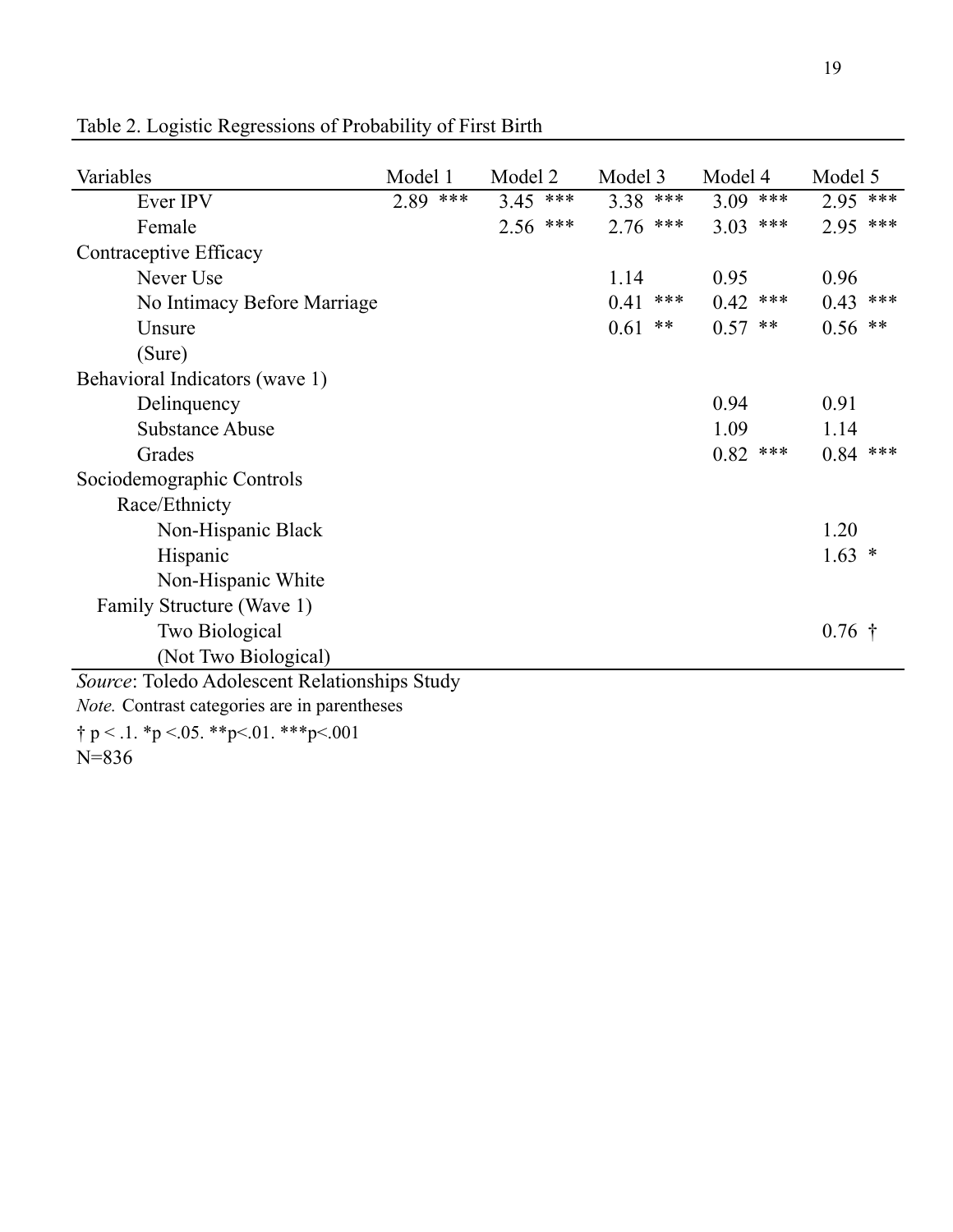Table 2. Logistic Regressions of Probability of First Birth

| Variables | Model 1 | Model 2 | Model 3 | Model 4 | Model 5 |
|---|---|---|---|---|---|
| Ever IPV | 2.89 *** | 3.45 *** | 3.38 *** | 3.09 *** | 2.95 *** |
| Female | | 2.56 *** | 2.76 *** | 3.03 *** | 2.95 *** |
| Contraceptive Efficacy | | | | | |
| Never Use | | | 1.14 | 0.95 | 0.96 |
| No Intimacy Before Marriage | | | 0.41 *** | 0.42 *** | 0.43 *** |
| Unsure | | | 0.61 ** | 0.57 ** | 0.56 ** |
| (Sure) | | | | | |
| Behavioral Indicators (wave 1) | | | | | |
| Delinquency | | | | 0.94 | 0.91 |
| Substance Abuse | | | | 1.09 | 1.14 |
| Grades | | | | 0.82 *** | 0.84 *** |
| Sociodemographic Controls | | | | | |
| Race/Ethnicty | | | | | |
| Non-Hispanic Black | | | | | 1.20 |
| Hispanic | | | | | 1.63 * |
| Non-Hispanic White | | | | | |
| Family Structure (Wave 1) | | | | | |
| Two Biological | | | | | 0.76 † |
| (Not Two Biological) | | | | | |

*Source*: Toledo Adolescent Relationships Study

*Note.* Contrast categories are in parentheses

† $p < .1$. * $p < .05$. ** $p < .01$. *** $p < .001$

N=836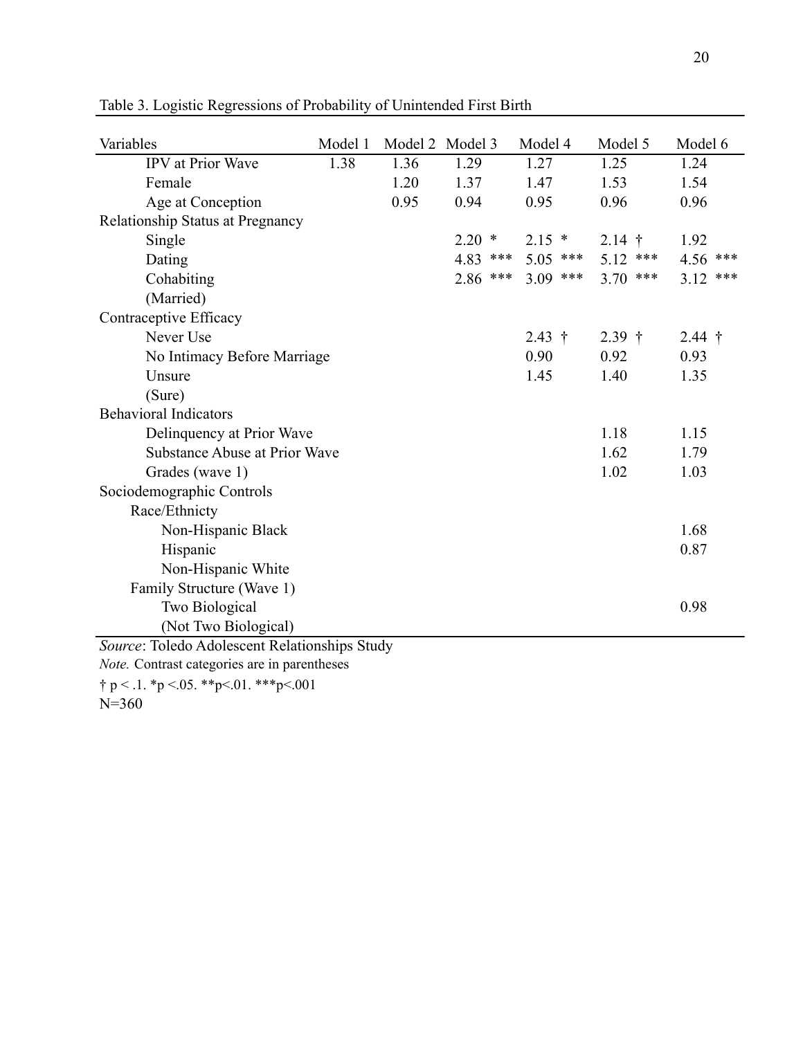Table 3. Logistic Regressions of Probability of Unintended First Birth

| Variables | Model 1 | Model 2 | Model 3 | Model 4 | Model 5 | Model 6 |
|---|---|---|---|---|---|---|
| IPV at Prior Wave | 1.38 | 1.36 | 1.29 | 1.27 | 1.25 | 1.24 |
| Female | | 1.20 | 1.37 | 1.47 | 1.53 | 1.54 |
| Age at Conception | | 0.95 | 0.94 | 0.95 | 0.96 | 0.96 |
| Relationship Status at Pregnancy | | | | | | |
| Single | | | 2.20 * | 2.15 * | 2.14 † | 1.92 |
| Dating | | | 4.83 *** | 5.05 *** | 5.12 *** | 4.56 *** |
| Cohabiting | | | 2.86 *** | 3.09 *** | 3.70 *** | 3.12 *** |
| (Married) | | | | | | |
| Contraceptive Efficacy | | | | | | |
| Never Use | | | | 2.43 † | 2.39 † | 2.44 † |
| No Intimacy Before Marriage | | | | 0.90 | 0.92 | 0.93 |
| Unsure | | | | 1.45 | 1.40 | 1.35 |
| (Sure) | | | | | | |
| Behavioral Indicators | | | | | | |
| Delinquency at Prior Wave | | | | | 1.18 | 1.15 |
| Substance Abuse at Prior Wave | | | | | 1.62 | 1.79 |
| Grades (wave 1) | | | | | 1.02 | 1.03 |
| Sociodemographic Controls | | | | | | |
| Race/Ethnicty | | | | | | |
| Non-Hispanic Black | | | | | | 1.68 |
| Hispanic | | | | | | 0.87 |
| Non-Hispanic White | | | | | | |
| Family Structure (Wave 1) | | | | | | |
| Two Biological | | | | | | 0.98 |
| (Not Two Biological) | | | | | | |

*Source*: Toledo Adolescent Relationships Study

*Note.* Contrast categories are in parentheses

† $p < .1$. *$p < .05$. **$p < .01$. ***$p < .001$

N=360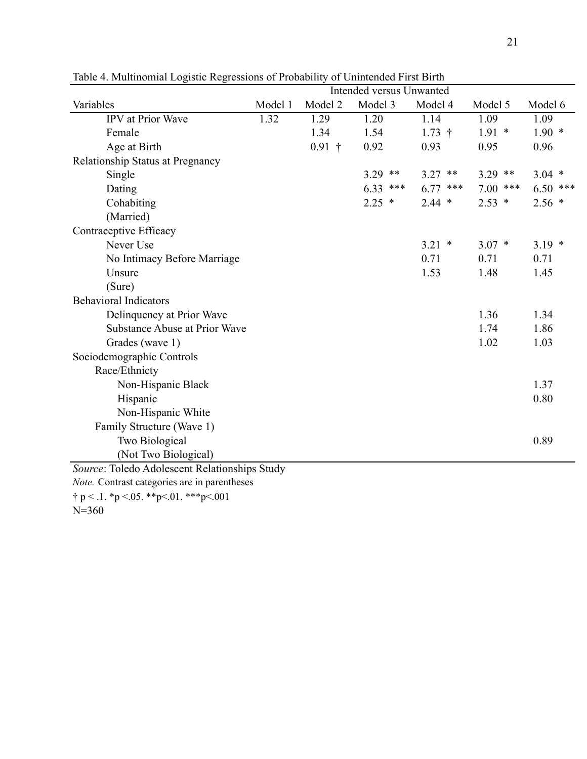Table 4. Multinomial Logistic Regressions of Probability of Unintended First Birth

| | Intended versus Unwanted | | | | | |
|---|---|---|---|---|---|---|
| Variables | Model 1 | Model 2 | Model 3 | Model 4 | Model 5 | Model 6 |
| IPV at Prior Wave | 1.32 | 1.29 | 1.20 | 1.14 | 1.09 | 1.09 |
| Female | | 1.34 | 1.54 | 1.73 † | 1.91 * | 1.90 * |
| Age at Birth | | 0.91 † | 0.92 | 0.93 | 0.95 | 0.96 |
| Relationship Status at Pregnancy | | | | | | |
| Single | | | 3.29 ** | 3.27 ** | 3.29 ** | 3.04 * |
| Dating | | | 6.33 *** | 6.77 *** | 7.00 *** | 6.50 *** |
| Cohabiting | | | 2.25 * | 2.44 * | 2.53 * | 2.56 * |
| (Married) | | | | | | |
| Contraceptive Efficacy | | | | | | |
| Never Use | | | | 3.21 * | 3.07 * | 3.19 * |
| No Intimacy Before Marriage | | | | 0.71 | 0.71 | 0.71 |
| Unsure | | | | 1.53 | 1.48 | 1.45 |
| (Sure) | | | | | | |
| Behavioral Indicators | | | | | | |
| Delinquency at Prior Wave | | | | | 1.36 | 1.34 |
| Substance Abuse at Prior Wave | | | | | 1.74 | 1.86 |
| Grades (wave 1) | | | | | 1.02 | 1.03 |
| Sociodemographic Controls | | | | | | |
| Race/Ethnicty | | | | | | |
| Non-Hispanic Black | | | | | | 1.37 |
| Hispanic | | | | | | 0.80 |
| Non-Hispanic White | | | | | | |
| Family Structure (Wave 1) | | | | | | |
| Two Biological | | | | | | 0.89 |
| (Not Two Biological) | | | | | | |

*Source*: Toledo Adolescent Relationships Study

*Note.* Contrast categories are in parentheses

† $p < .1$. * $p < .05$. ** $p < .01$. *** $p < .001$

N=360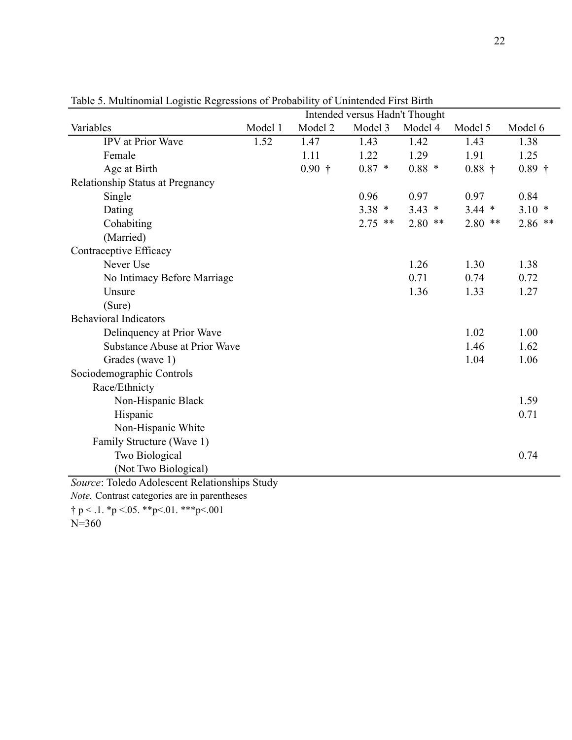Table 5. Multinomial Logistic Regressions of Probability of Unintended First Birth

| | Intended versus Hadn't Thought | | | | | |
|---|---|---|---|---|---|---|
| Variables | Model 1 | Model 2 | Model 3 | Model 4 | Model 5 | Model 6 |
| IPV at Prior Wave | 1.52 | 1.47 | 1.43 | 1.42 | 1.43 | 1.38 |
| Female | | 1.11 | 1.22 | 1.29 | 1.91 | 1.25 |
| Age at Birth | | 0.90 † | 0.87 * | 0.88 * | 0.88 † | 0.89 † |
| Relationship Status at Pregnancy | | | | | | |
| Single | | | 0.96 | 0.97 | 0.97 | 0.84 |
| Dating | | | 3.38 * | 3.43 * | 3.44 * | 3.10 * |
| Cohabiting | | | 2.75 ** | 2.80 ** | 2.80 ** | 2.86 ** |
| (Married) | | | | | | |
| Contraceptive Efficacy | | | | | | |
| Never Use | | | | 1.26 | 1.30 | 1.38 |
| No Intimacy Before Marriage | | | | 0.71 | 0.74 | 0.72 |
| Unsure | | | | 1.36 | 1.33 | 1.27 |
| (Sure) | | | | | | |
| Behavioral Indicators | | | | | | |
| Delinquency at Prior Wave | | | | | 1.02 | 1.00 |
| Substance Abuse at Prior Wave | | | | | 1.46 | 1.62 |
| Grades (wave 1) | | | | | 1.04 | 1.06 |
| Sociodemographic Controls | | | | | | |
| Race/Ethnicty | | | | | | |
| Non-Hispanic Black | | | | | | 1.59 |
| Hispanic | | | | | | 0.71 |
| Non-Hispanic White | | | | | | |
| Family Structure (Wave 1) | | | | | | |
| Two Biological | | | | | | 0.74 |
| (Not Two Biological) | | | | | | |

*Source*: Toledo Adolescent Relationships Study

*Note.* Contrast categories are in parentheses

† p < .1. *p <.05. **p<.01. ***p<.001

N=360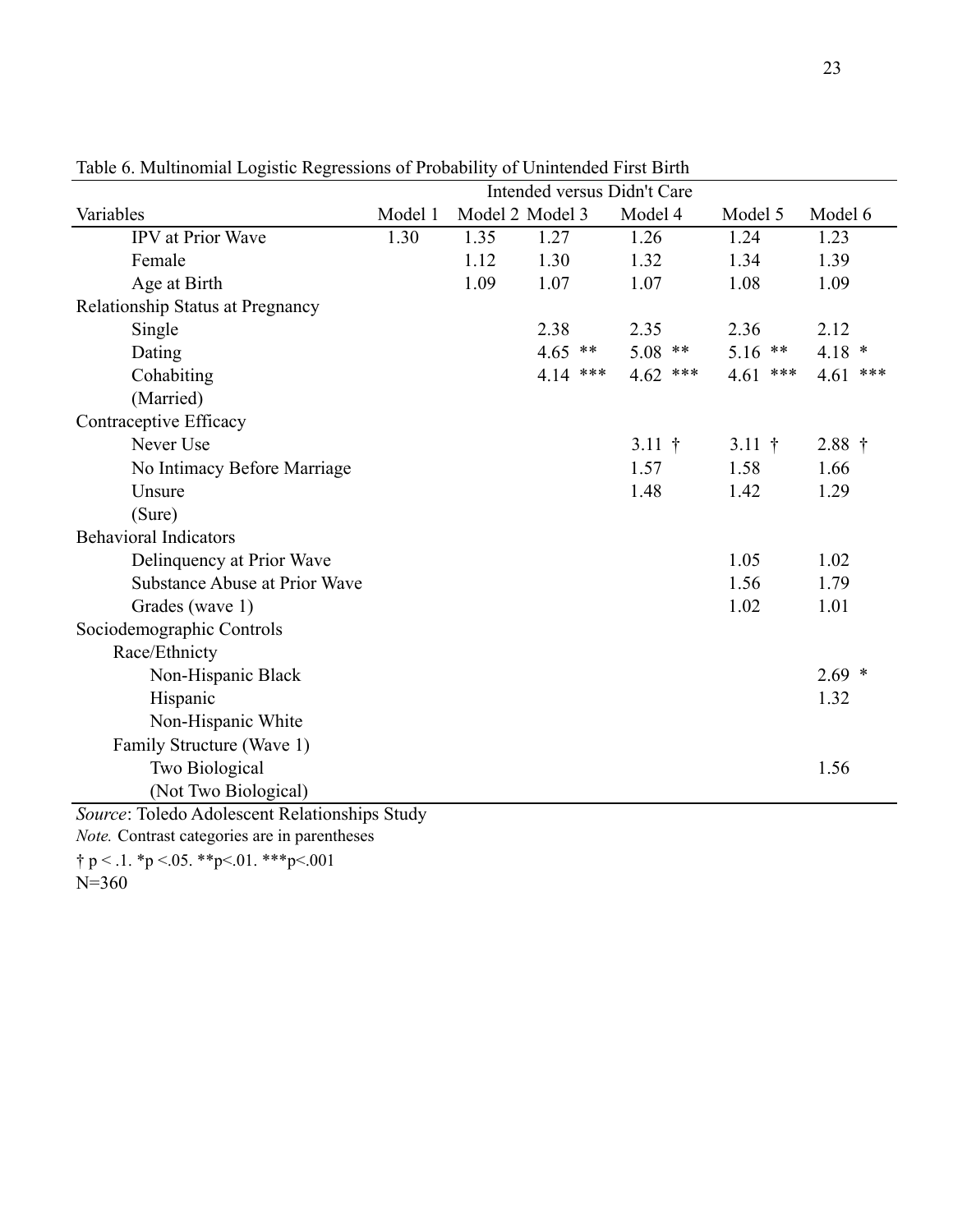Table 6. Multinomial Logistic Regressions of Probability of Unintended First Birth

| | Intended versus Didn't Care | | | | | |
|---|---|---|---|---|---|---|
| Variables | Model 1 | Model 2 | Model 3 | Model 4 | Model 5 | Model 6 |
| IPV at Prior Wave | 1.30 | 1.35 | 1.27 | 1.26 | 1.24 | 1.23 |
| Female | | 1.12 | 1.30 | 1.32 | 1.34 | 1.39 |
| Age at Birth | | 1.09 | 1.07 | 1.07 | 1.08 | 1.09 |
| Relationship Status at Pregnancy | | | | | | |
| Single | | | 2.38 | 2.35 | 2.36 | 2.12 |
| Dating | | | 4.65 ** | 5.08 ** | 5.16 ** | 4.18 * |
| Cohabiting | | | 4.14 *** | 4.62 *** | 4.61 *** | 4.61 *** |
| (Married) | | | | | | |
| Contraceptive Efficacy | | | | | | |
| Never Use | | | | 3.11 † | 3.11 † | 2.88 † |
| No Intimacy Before Marriage | | | | 1.57 | 1.58 | 1.66 |
| Unsure | | | | 1.48 | 1.42 | 1.29 |
| (Sure) | | | | | | |
| Behavioral Indicators | | | | | | |
| Delinquency at Prior Wave | | | | | 1.05 | 1.02 |
| Substance Abuse at Prior Wave | | | | | 1.56 | 1.79 |
| Grades (wave 1) | | | | | 1.02 | 1.01 |
| Sociodemographic Controls | | | | | | |
| Race/Ethnicty | | | | | | |
| Non-Hispanic Black | | | | | | 2.69 * |
| Hispanic | | | | | | 1.32 |
| Non-Hispanic White | | | | | | |
| Family Structure (Wave 1) | | | | | | |
| Two Biological | | | | | | 1.56 |
| (Not Two Biological) | | | | | | |

*Source*: Toledo Adolescent Relationships Study

*Note.* Contrast categories are in parentheses

† p < .1. *p <.05. **p<.01. ***p<.001

N=360